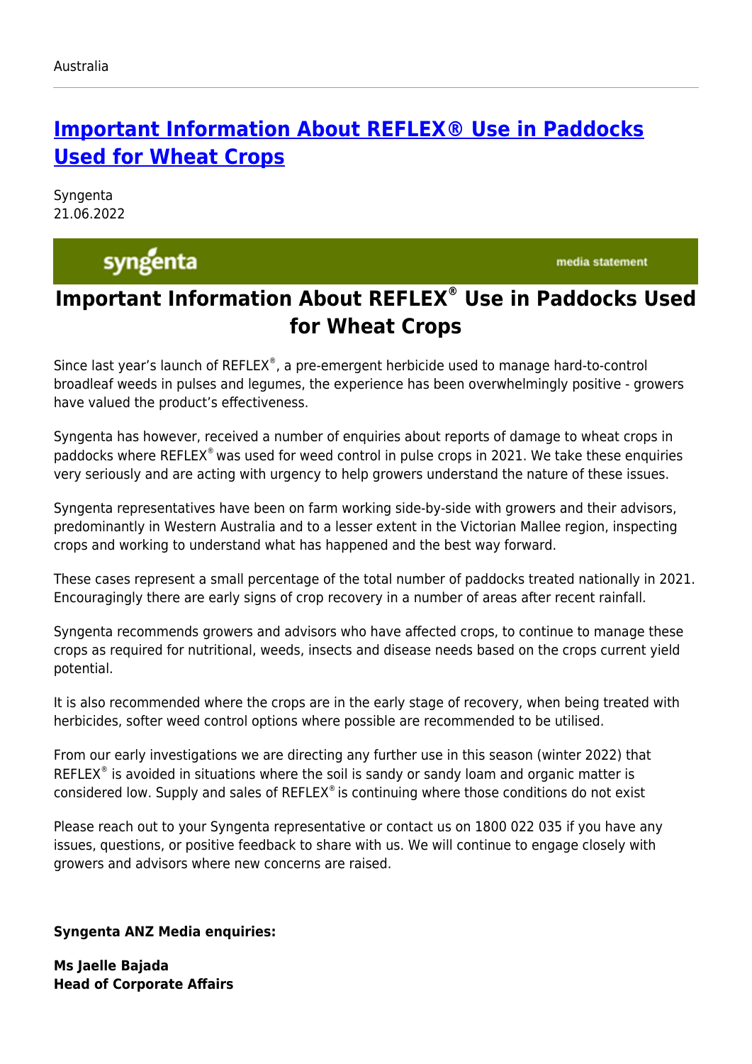Australia

# Important Information About REFLEX® Use in Paddocks Used for Wheat Crops

Syngenta
21.06.2022

syngenta media statement

## Important Information About REFLEX® Use in Paddocks Used for Wheat Crops

Since last year's launch of REFLEX®, a pre-emergent herbicide used to manage hard-to-control broadleaf weeds in pulses and legumes, the experience has been overwhelmingly positive - growers have valued the product's effectiveness.

Syngenta has however, received a number of enquiries about reports of damage to wheat crops in paddocks where REFLEX® was used for weed control in pulse crops in 2021. We take these enquiries very seriously and are acting with urgency to help growers understand the nature of these issues.

Syngenta representatives have been on farm working side-by-side with growers and their advisors, predominantly in Western Australia and to a lesser extent in the Victorian Mallee region, inspecting crops and working to understand what has happened and the best way forward.

These cases represent a small percentage of the total number of paddocks treated nationally in 2021. Encouragingly there are early signs of crop recovery in a number of areas after recent rainfall.

Syngenta recommends growers and advisors who have affected crops, to continue to manage these crops as required for nutritional, weeds, insects and disease needs based on the crops current yield potential.

It is also recommended where the crops are in the early stage of recovery, when being treated with herbicides, softer weed control options where possible are recommended to be utilised.

From our early investigations we are directing any further use in this season (winter 2022) that REFLEX® is avoided in situations where the soil is sandy or sandy loam and organic matter is considered low. Supply and sales of REFLEX® is continuing where those conditions do not exist

Please reach out to your Syngenta representative or contact us on 1800 022 035 if you have any issues, questions, or positive feedback to share with us. We will continue to engage closely with growers and advisors where new concerns are raised.

**Syngenta ANZ Media enquiries:**

**Ms Jaelle Bajada**
**Head of Corporate Affairs**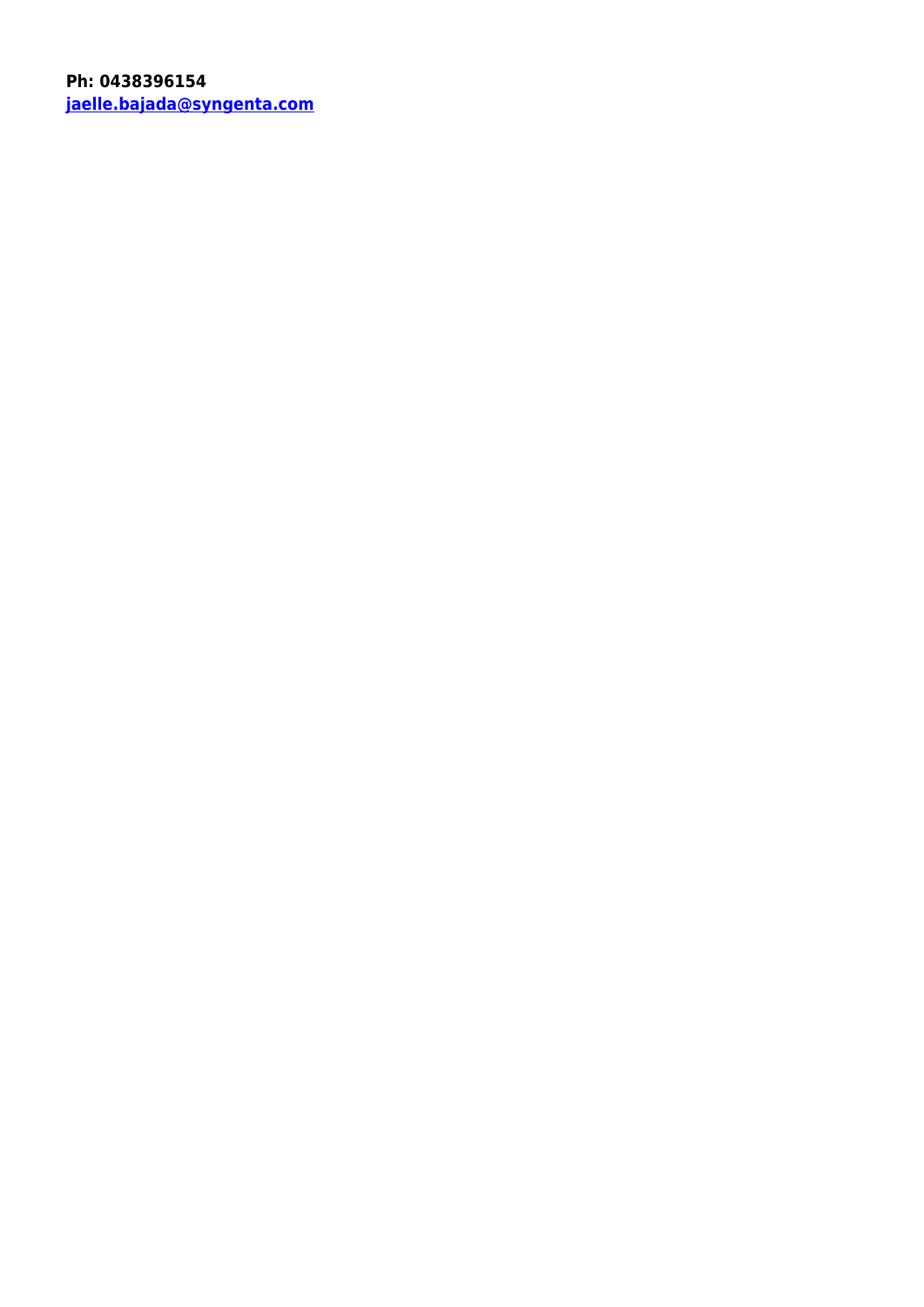**Ph: 0438396154**
**[jaelle.bajada@syngenta.com](mailto:jaelle.bajada@syngenta.com)**